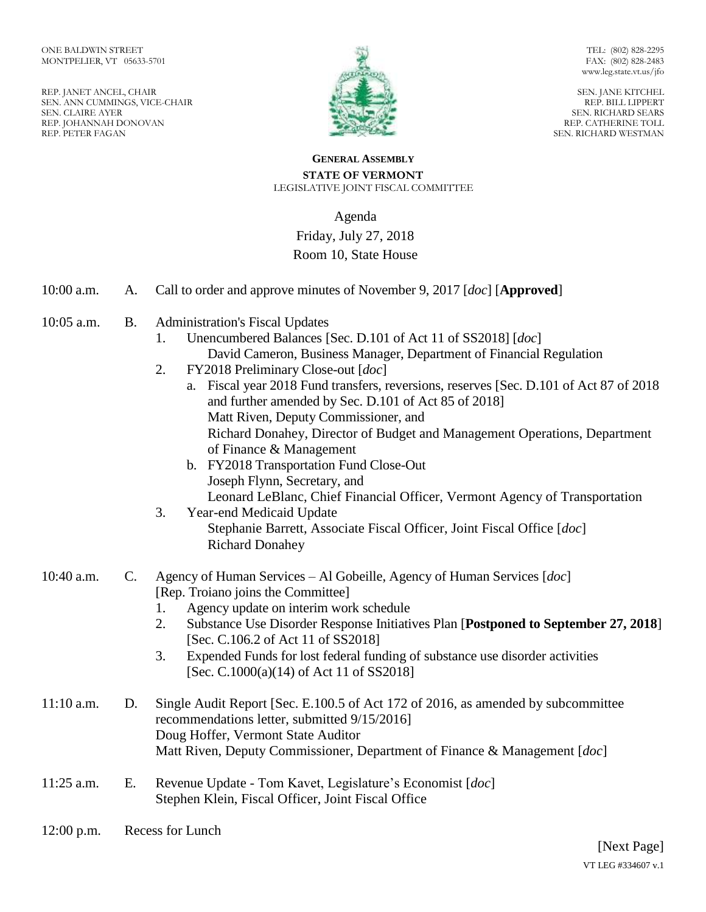ONE BALDWIN STREET
MONTPELIER, VT 05633-5701

REP. JANET ANCEL, CHAIR
SEN. ANN CUMMINGS, VICE-CHAIR
SEN. CLAIRE AYER
REP. JOHANNAH DONOVAN
REP. PETER FAGAN

TEL: (802) 828-2295
FAX: (802) 828-2483
www.leg.state.vt.us/jfo

SEN. JANE KITCHEL
REP. BILL LIPPERT
SEN. RICHARD SEARS
REP. CATHERINE TOLL
SEN. RICHARD WESTMAN

**GENERAL ASSEMBLY**
**STATE OF VERMONT**
LEGISLATIVE JOINT FISCAL COMMITTEE

Agenda
Friday, July 27, 2018
Room 10, State House

10:00 a.m. A. Call to order and approve minutes of November 9, 2017 [*doc*] [**Approved**]

10:05 a.m. B. Administration's Fiscal Updates

1. Unencumbered Balances [Sec. D.101 of Act 11 of SS2018] [*doc*]
   David Cameron, Business Manager, Department of Financial Regulation
2. FY2018 Preliminary Close-out [*doc*]
   a. Fiscal year 2018 Fund transfers, reversions, reserves [Sec. D.101 of Act 87 of 2018 and further amended by Sec. D.101 of Act 85 of 2018]
      Matt Riven, Deputy Commissioner, and
      Richard Donahey, Director of Budget and Management Operations, Department of Finance & Management
   b. FY2018 Transportation Fund Close-Out
      Joseph Flynn, Secretary, and
      Leonard LeBlanc, Chief Financial Officer, Vermont Agency of Transportation
3. Year-end Medicaid Update
   Stephanie Barrett, Associate Fiscal Officer, Joint Fiscal Office [*doc*]
   Richard Donahey

10:40 a.m. C. Agency of Human Services – Al Gobeille, Agency of Human Services [*doc*]
[Rep. Troiano joins the Committee]

1. Agency update on interim work schedule
2. Substance Use Disorder Response Initiatives Plan [**Postponed to September 27, 2018**] [Sec. C.106.2 of Act 11 of SS2018]
3. Expended Funds for lost federal funding of substance use disorder activities [Sec. C.1000(a)(14) of Act 11 of SS2018]

11:10 a.m. D. Single Audit Report [Sec. E.100.5 of Act 172 of 2016, as amended by subcommittee recommendations letter, submitted 9/15/2016]
Doug Hoffer, Vermont State Auditor
Matt Riven, Deputy Commissioner, Department of Finance & Management [*doc*]

11:25 a.m. E. Revenue Update - Tom Kavet, Legislature's Economist [*doc*]
Stephen Klein, Fiscal Officer, Joint Fiscal Office

12:00 p.m. Recess for Lunch

[Next Page]

VT LEG #334607 v.1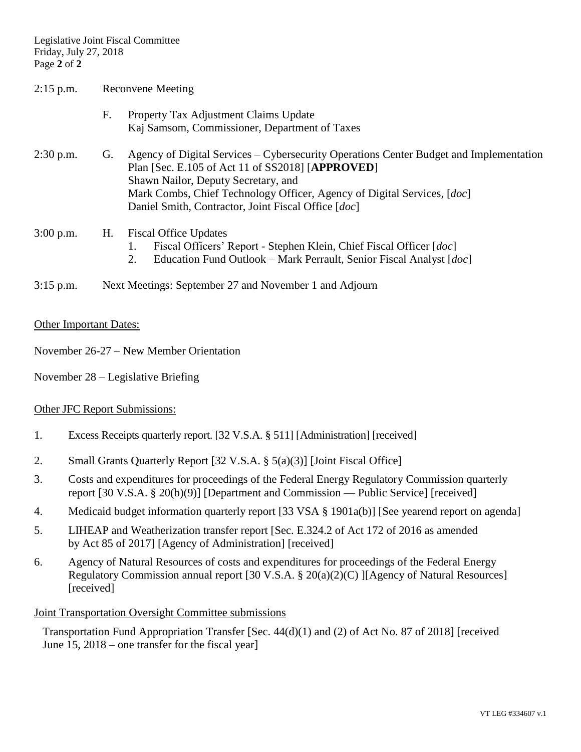| | | |
|---|---|---|
| 2:15 p.m. | Reconvene Meeting | |
| | F. | Property Tax Adjustment Claims Update<br>Kaj Samsom, Commissioner, Department of Taxes |
| 2:30 p.m. | G. | Agency of Digital Services – Cybersecurity Operations Center Budget and Implementation Plan [Sec. E.105 of Act 11 of SS2018] [**APPROVED**]<br>Shawn Nailor, Deputy Secretary, and<br>Mark Combs, Chief Technology Officer, Agency of Digital Services, [*doc*]<br>Daniel Smith, Contractor, Joint Fiscal Office [*doc*] |
| 3:00 p.m. | H. | Fiscal Office Updates<br>1. Fiscal Officers' Report - Stephen Klein, Chief Fiscal Officer [*doc*]<br>2. Education Fund Outlook – Mark Perrault, Senior Fiscal Analyst [*doc*] |
| 3:15 p.m. | Next Meetings: September 27 and November 1 and Adjourn | |

Other Important Dates:

November 26-27 – New Member Orientation

November 28 – Legislative Briefing

Other JFC Report Submissions:

1. Excess Receipts quarterly report. [32 V.S.A. § 511] [Administration] [received]
2. Small Grants Quarterly Report [32 V.S.A. § 5(a)(3)] [Joint Fiscal Office]
3. Costs and expenditures for proceedings of the Federal Energy Regulatory Commission quarterly report [30 V.S.A. § 20(b)(9)] [Department and Commission — Public Service] [received]
4. Medicaid budget information quarterly report [33 VSA § 1901a(b)] [See yearend report on agenda]
5. LIHEAP and Weatherization transfer report [Sec. E.324.2 of Act 172 of 2016 as amended by Act 85 of 2017] [Agency of Administration] [received]
6. Agency of Natural Resources of costs and expenditures for proceedings of the Federal Energy Regulatory Commission annual report [30 V.S.A. § 20(a)(2)(C) ][Agency of Natural Resources] [received]

Joint Transportation Oversight Committee submissions

Transportation Fund Appropriation Transfer [Sec. 44(d)(1) and (2) of Act No. 87 of 2018] [received June 15, 2018 – one transfer for the fiscal year]